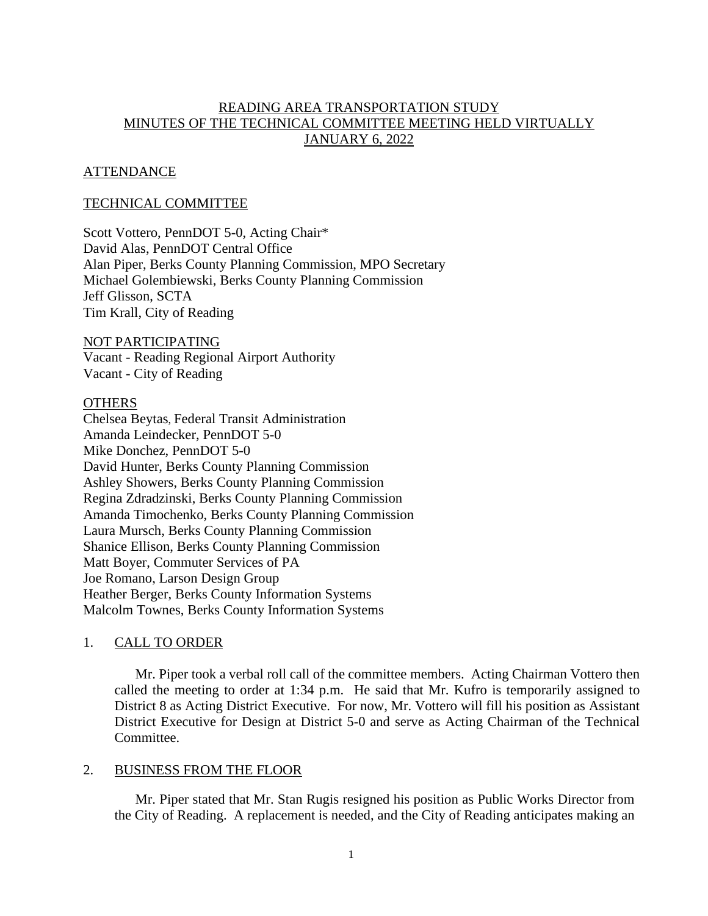# READING AREA TRANSPORTATION STUDY
# MINUTES OF THE TECHNICAL COMMITTEE MEETING HELD VIRTUALLY
# JANUARY 6, 2022

## ATTENDANCE

## TECHNICAL COMMITTEE

Scott Vottero, PennDOT 5-0, Acting Chair*
David Alas, PennDOT Central Office
Alan Piper, Berks County Planning Commission, MPO Secretary
Michael Golembiewski, Berks County Planning Commission
Jeff Glisson, SCTA
Tim Krall, City of Reading

## NOT PARTICIPATING

Vacant - Reading Regional Airport Authority
Vacant - City of Reading

## OTHERS

Chelsea Beytas, Federal Transit Administration
Amanda Leindecker, PennDOT 5-0
Mike Donchez, PennDOT 5-0
David Hunter, Berks County Planning Commission
Ashley Showers, Berks County Planning Commission
Regina Zdradzinski, Berks County Planning Commission
Amanda Timochenko, Berks County Planning Commission
Laura Mursch, Berks County Planning Commission
Shanice Ellison, Berks County Planning Commission
Matt Boyer, Commuter Services of PA
Joe Romano, Larson Design Group
Heather Berger, Berks County Information Systems
Malcolm Townes, Berks County Information Systems

## 1. CALL TO ORDER

Mr. Piper took a verbal roll call of the committee members. Acting Chairman Vottero then called the meeting to order at 1:34 p.m. He said that Mr. Kufro is temporarily assigned to District 8 as Acting District Executive. For now, Mr. Vottero will fill his position as Assistant District Executive for Design at District 5-0 and serve as Acting Chairman of the Technical Committee.

## 2. BUSINESS FROM THE FLOOR

Mr. Piper stated that Mr. Stan Rugis resigned his position as Public Works Director from the City of Reading. A replacement is needed, and the City of Reading anticipates making an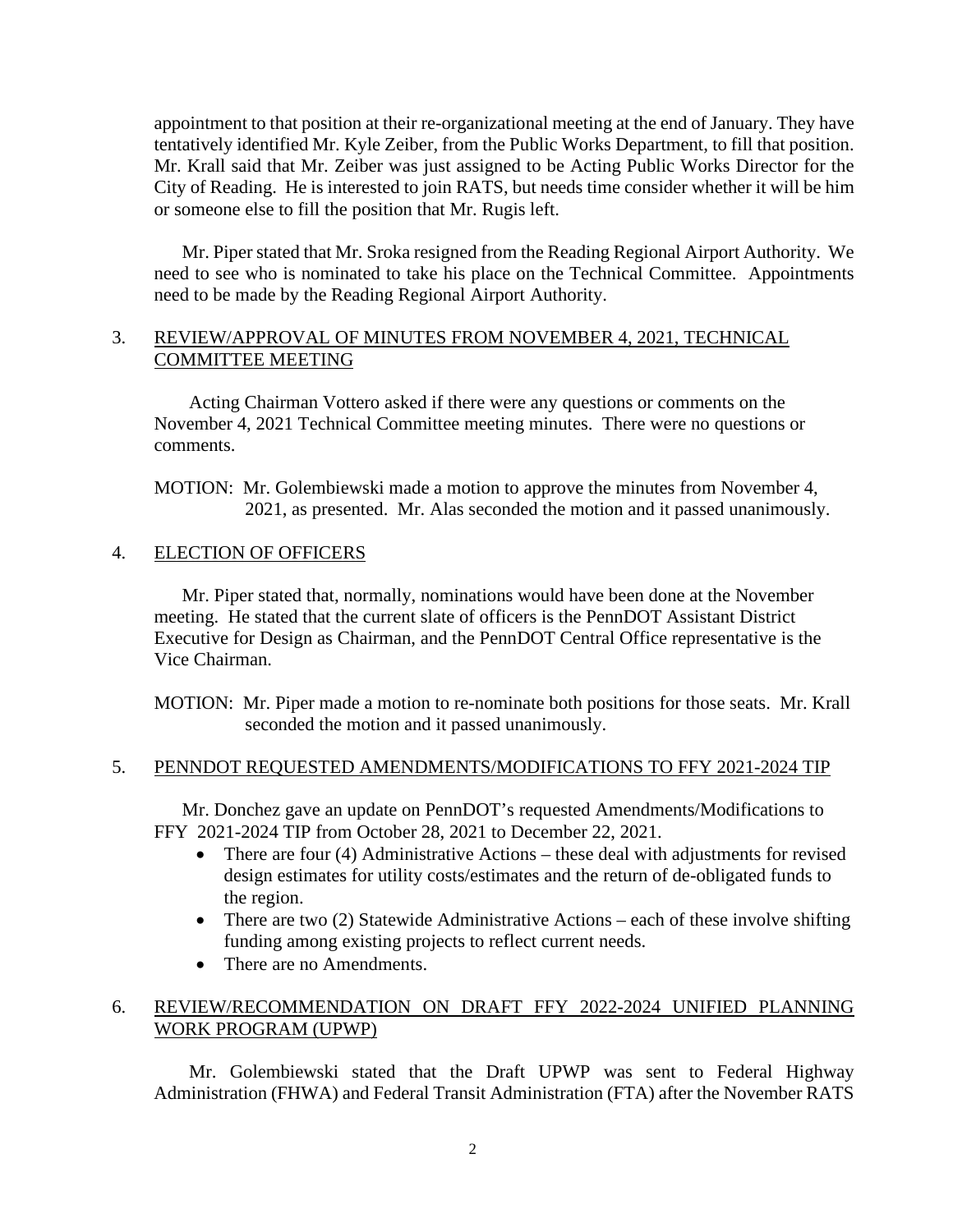appointment to that position at their re-organizational meeting at the end of January. They have tentatively identified Mr. Kyle Zeiber, from the Public Works Department, to fill that position. Mr. Krall said that Mr. Zeiber was just assigned to be Acting Public Works Director for the City of Reading. He is interested to join RATS, but needs time consider whether it will be him or someone else to fill the position that Mr. Rugis left.

Mr. Piper stated that Mr. Sroka resigned from the Reading Regional Airport Authority. We need to see who is nominated to take his place on the Technical Committee. Appointments need to be made by the Reading Regional Airport Authority.

3. REVIEW/APPROVAL OF MINUTES FROM NOVEMBER 4, 2021, TECHNICAL COMMITTEE MEETING

Acting Chairman Vottero asked if there were any questions or comments on the November 4, 2021 Technical Committee meeting minutes. There were no questions or comments.

MOTION: Mr. Golembiewski made a motion to approve the minutes from November 4, 2021, as presented. Mr. Alas seconded the motion and it passed unanimously.

4. ELECTION OF OFFICERS

Mr. Piper stated that, normally, nominations would have been done at the November meeting. He stated that the current slate of officers is the PennDOT Assistant District Executive for Design as Chairman, and the PennDOT Central Office representative is the Vice Chairman.

MOTION: Mr. Piper made a motion to re-nominate both positions for those seats. Mr. Krall seconded the motion and it passed unanimously.

5. PENNDOT REQUESTED AMENDMENTS/MODIFICATIONS TO FFY 2021-2024 TIP

Mr. Donchez gave an update on PennDOT's requested Amendments/Modifications to FFY 2021-2024 TIP from October 28, 2021 to December 22, 2021.

- There are four (4) Administrative Actions – these deal with adjustments for revised design estimates for utility costs/estimates and the return of de-obligated funds to the region.
- There are two (2) Statewide Administrative Actions – each of these involve shifting funding among existing projects to reflect current needs.
- There are no Amendments.

6. REVIEW/RECOMMENDATION ON DRAFT FFY 2022-2024 UNIFIED PLANNING WORK PROGRAM (UPWP)

Mr. Golembiewski stated that the Draft UPWP was sent to Federal Highway Administration (FHWA) and Federal Transit Administration (FTA) after the November RATS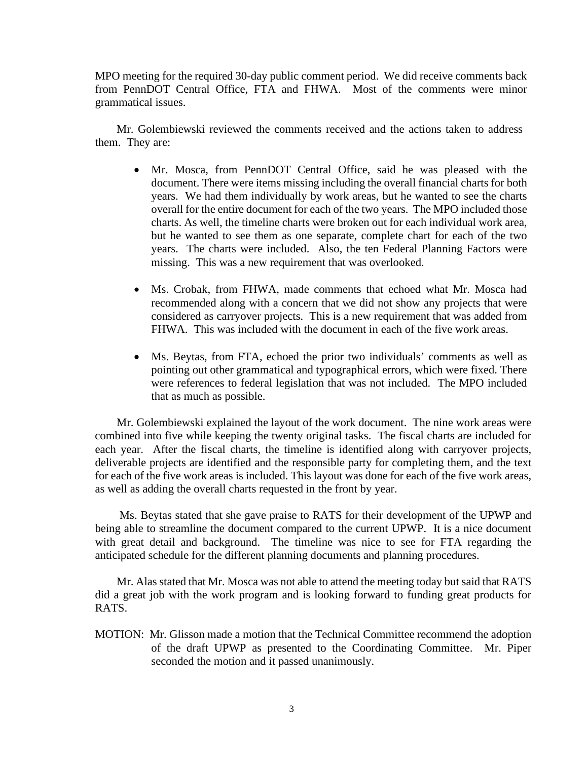MPO meeting for the required 30-day public comment period. We did receive comments back from PennDOT Central Office, FTA and FHWA. Most of the comments were minor grammatical issues.

Mr. Golembiewski reviewed the comments received and the actions taken to address them. They are:

- Mr. Mosca, from PennDOT Central Office, said he was pleased with the document. There were items missing including the overall financial charts for both years. We had them individually by work areas, but he wanted to see the charts overall for the entire document for each of the two years. The MPO included those charts. As well, the timeline charts were broken out for each individual work area, but he wanted to see them as one separate, complete chart for each of the two years. The charts were included. Also, the ten Federal Planning Factors were missing. This was a new requirement that was overlooked.

- Ms. Crobak, from FHWA, made comments that echoed what Mr. Mosca had recommended along with a concern that we did not show any projects that were considered as carryover projects. This is a new requirement that was added from FHWA. This was included with the document in each of the five work areas.

- Ms. Beytas, from FTA, echoed the prior two individuals' comments as well as pointing out other grammatical and typographical errors, which were fixed. There were references to federal legislation that was not included. The MPO included that as much as possible.

Mr. Golembiewski explained the layout of the work document. The nine work areas were combined into five while keeping the twenty original tasks. The fiscal charts are included for each year. After the fiscal charts, the timeline is identified along with carryover projects, deliverable projects are identified and the responsible party for completing them, and the text for each of the five work areas is included. This layout was done for each of the five work areas, as well as adding the overall charts requested in the front by year.

Ms. Beytas stated that she gave praise to RATS for their development of the UPWP and being able to streamline the document compared to the current UPWP. It is a nice document with great detail and background. The timeline was nice to see for FTA regarding the anticipated schedule for the different planning documents and planning procedures.

Mr. Alas stated that Mr. Mosca was not able to attend the meeting today but said that RATS did a great job with the work program and is looking forward to funding great products for RATS.

MOTION: Mr. Glisson made a motion that the Technical Committee recommend the adoption of the draft UPWP as presented to the Coordinating Committee. Mr. Piper seconded the motion and it passed unanimously.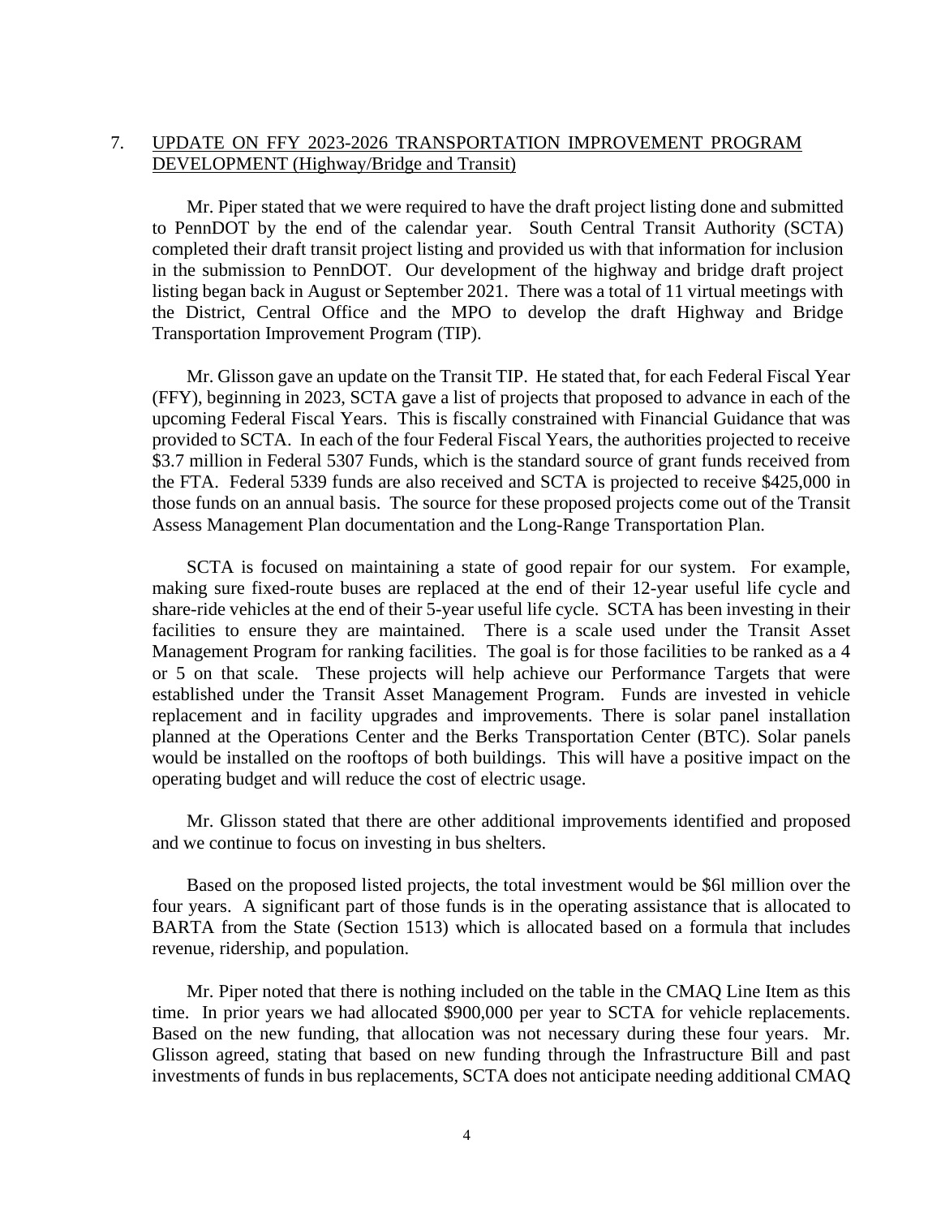7. UPDATE ON FFY 2023-2026 TRANSPORTATION IMPROVEMENT PROGRAM DEVELOPMENT (Highway/Bridge and Transit)

Mr. Piper stated that we were required to have the draft project listing done and submitted to PennDOT by the end of the calendar year. South Central Transit Authority (SCTA) completed their draft transit project listing and provided us with that information for inclusion in the submission to PennDOT. Our development of the highway and bridge draft project listing began back in August or September 2021. There was a total of 11 virtual meetings with the District, Central Office and the MPO to develop the draft Highway and Bridge Transportation Improvement Program (TIP).

Mr. Glisson gave an update on the Transit TIP. He stated that, for each Federal Fiscal Year (FFY), beginning in 2023, SCTA gave a list of projects that proposed to advance in each of the upcoming Federal Fiscal Years. This is fiscally constrained with Financial Guidance that was provided to SCTA. In each of the four Federal Fiscal Years, the authorities projected to receive \$3.7 million in Federal 5307 Funds, which is the standard source of grant funds received from the FTA. Federal 5339 funds are also received and SCTA is projected to receive \$425,000 in those funds on an annual basis. The source for these proposed projects come out of the Transit Assess Management Plan documentation and the Long-Range Transportation Plan.

SCTA is focused on maintaining a state of good repair for our system. For example, making sure fixed-route buses are replaced at the end of their 12-year useful life cycle and share-ride vehicles at the end of their 5-year useful life cycle. SCTA has been investing in their facilities to ensure they are maintained. There is a scale used under the Transit Asset Management Program for ranking facilities. The goal is for those facilities to be ranked as a 4 or 5 on that scale. These projects will help achieve our Performance Targets that were established under the Transit Asset Management Program. Funds are invested in vehicle replacement and in facility upgrades and improvements. There is solar panel installation planned at the Operations Center and the Berks Transportation Center (BTC). Solar panels would be installed on the rooftops of both buildings. This will have a positive impact on the operating budget and will reduce the cost of electric usage.

Mr. Glisson stated that there are other additional improvements identified and proposed and we continue to focus on investing in bus shelters.

Based on the proposed listed projects, the total investment would be \$6l million over the four years. A significant part of those funds is in the operating assistance that is allocated to BARTA from the State (Section 1513) which is allocated based on a formula that includes revenue, ridership, and population.

Mr. Piper noted that there is nothing included on the table in the CMAQ Line Item as this time. In prior years we had allocated \$900,000 per year to SCTA for vehicle replacements. Based on the new funding, that allocation was not necessary during these four years. Mr. Glisson agreed, stating that based on new funding through the Infrastructure Bill and past investments of funds in bus replacements, SCTA does not anticipate needing additional CMAQ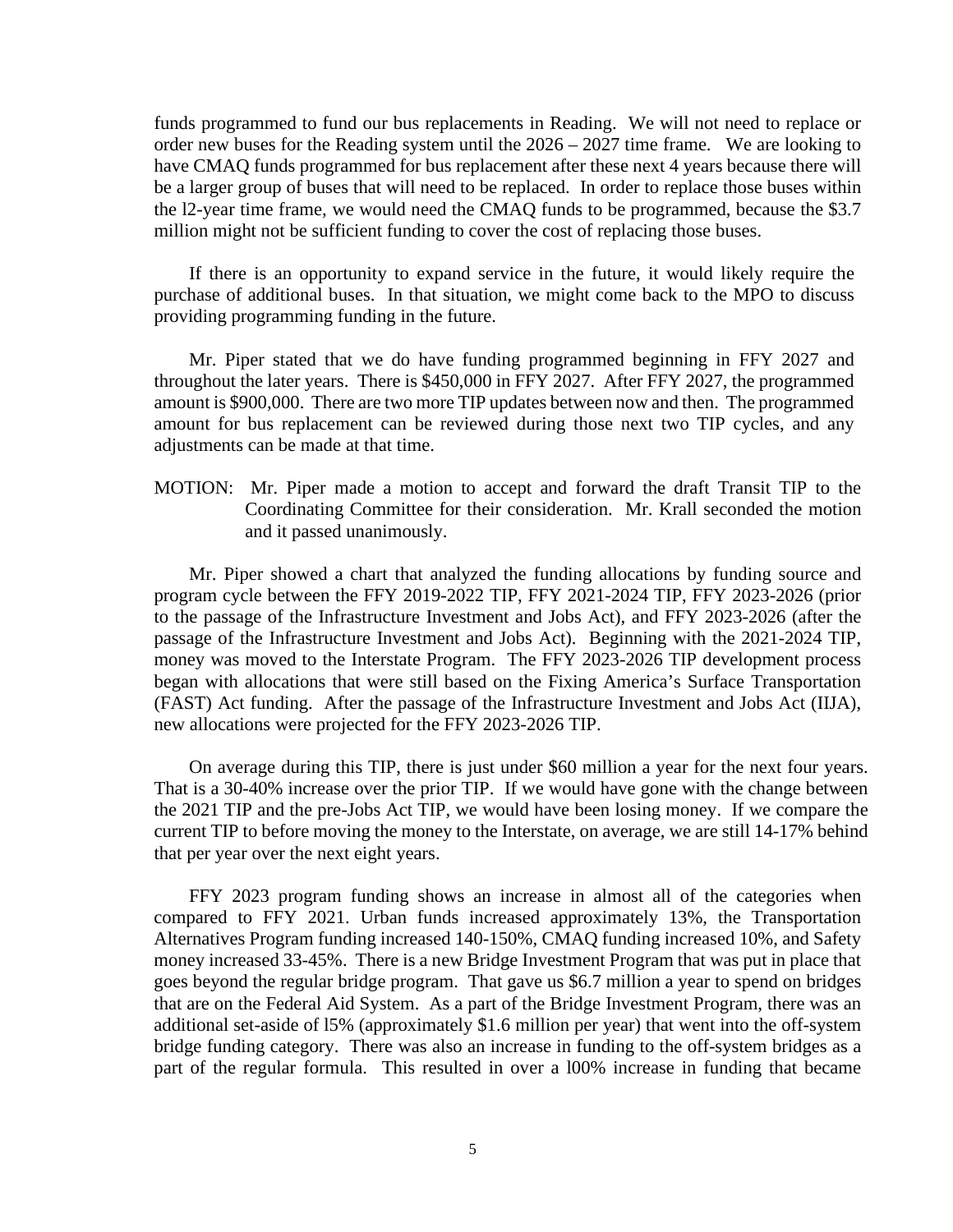funds programmed to fund our bus replacements in Reading. We will not need to replace or order new buses for the Reading system until the 2026 – 2027 time frame. We are looking to have CMAQ funds programmed for bus replacement after these next 4 years because there will be a larger group of buses that will need to be replaced. In order to replace those buses within the l2-year time frame, we would need the CMAQ funds to be programmed, because the $3.7 million might not be sufficient funding to cover the cost of replacing those buses.

If there is an opportunity to expand service in the future, it would likely require the purchase of additional buses. In that situation, we might come back to the MPO to discuss providing programming funding in the future.

Mr. Piper stated that we do have funding programmed beginning in FFY 2027 and throughout the later years. There is $450,000 in FFY 2027. After FFY 2027, the programmed amount is $900,000. There are two more TIP updates between now and then. The programmed amount for bus replacement can be reviewed during those next two TIP cycles, and any adjustments can be made at that time.

MOTION: Mr. Piper made a motion to accept and forward the draft Transit TIP to the Coordinating Committee for their consideration. Mr. Krall seconded the motion and it passed unanimously.

Mr. Piper showed a chart that analyzed the funding allocations by funding source and program cycle between the FFY 2019-2022 TIP, FFY 2021-2024 TIP, FFY 2023-2026 (prior to the passage of the Infrastructure Investment and Jobs Act), and FFY 2023-2026 (after the passage of the Infrastructure Investment and Jobs Act). Beginning with the 2021-2024 TIP, money was moved to the Interstate Program. The FFY 2023-2026 TIP development process began with allocations that were still based on the Fixing America's Surface Transportation (FAST) Act funding. After the passage of the Infrastructure Investment and Jobs Act (IIJA), new allocations were projected for the FFY 2023-2026 TIP.

On average during this TIP, there is just under $60 million a year for the next four years. That is a 30-40% increase over the prior TIP. If we would have gone with the change between the 2021 TIP and the pre-Jobs Act TIP, we would have been losing money. If we compare the current TIP to before moving the money to the Interstate, on average, we are still 14-17% behind that per year over the next eight years.

FFY 2023 program funding shows an increase in almost all of the categories when compared to FFY 2021. Urban funds increased approximately 13%, the Transportation Alternatives Program funding increased 140-150%, CMAQ funding increased 10%, and Safety money increased 33-45%. There is a new Bridge Investment Program that was put in place that goes beyond the regular bridge program. That gave us $6.7 million a year to spend on bridges that are on the Federal Aid System. As a part of the Bridge Investment Program, there was an additional set-aside of l5% (approximately $1.6 million per year) that went into the off-system bridge funding category. There was also an increase in funding to the off-system bridges as a part of the regular formula. This resulted in over a l00% increase in funding that became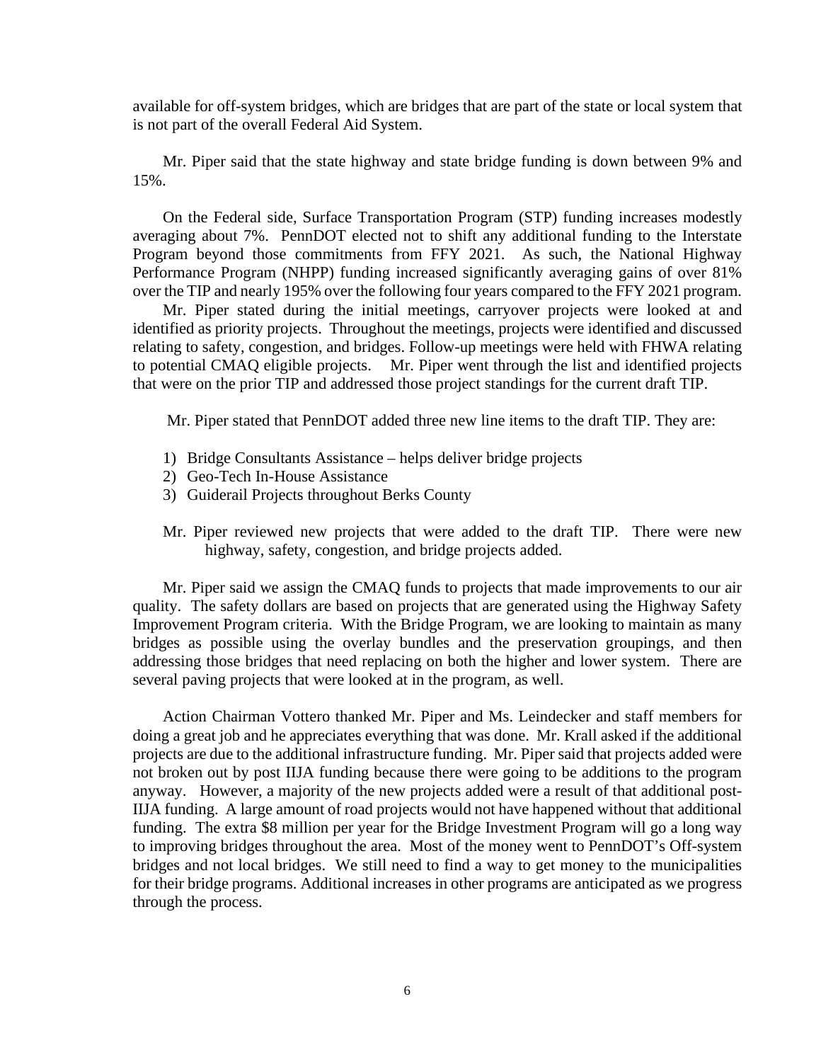available for off-system bridges, which are bridges that are part of the state or local system that is not part of the overall Federal Aid System.

Mr. Piper said that the state highway and state bridge funding is down between 9% and 15%.

On the Federal side, Surface Transportation Program (STP) funding increases modestly averaging about 7%. PennDOT elected not to shift any additional funding to the Interstate Program beyond those commitments from FFY 2021. As such, the National Highway Performance Program (NHPP) funding increased significantly averaging gains of over 81% over the TIP and nearly 195% over the following four years compared to the FFY 2021 program.

Mr. Piper stated during the initial meetings, carryover projects were looked at and identified as priority projects. Throughout the meetings, projects were identified and discussed relating to safety, congestion, and bridges. Follow-up meetings were held with FHWA relating to potential CMAQ eligible projects. Mr. Piper went through the list and identified projects that were on the prior TIP and addressed those project standings for the current draft TIP.

Mr. Piper stated that PennDOT added three new line items to the draft TIP. They are:

1) Bridge Consultants Assistance – helps deliver bridge projects
2) Geo-Tech In-House Assistance
3) Guiderail Projects throughout Berks County

Mr. Piper reviewed new projects that were added to the draft TIP. There were new highway, safety, congestion, and bridge projects added.

Mr. Piper said we assign the CMAQ funds to projects that made improvements to our air quality. The safety dollars are based on projects that are generated using the Highway Safety Improvement Program criteria. With the Bridge Program, we are looking to maintain as many bridges as possible using the overlay bundles and the preservation groupings, and then addressing those bridges that need replacing on both the higher and lower system. There are several paving projects that were looked at in the program, as well.

Action Chairman Vottero thanked Mr. Piper and Ms. Leindecker and staff members for doing a great job and he appreciates everything that was done. Mr. Krall asked if the additional projects are due to the additional infrastructure funding. Mr. Piper said that projects added were not broken out by post IIJA funding because there were going to be additions to the program anyway. However, a majority of the new projects added were a result of that additional post-IIJA funding. A large amount of road projects would not have happened without that additional funding. The extra $8 million per year for the Bridge Investment Program will go a long way to improving bridges throughout the area. Most of the money went to PennDOT's Off-system bridges and not local bridges. We still need to find a way to get money to the municipalities for their bridge programs. Additional increases in other programs are anticipated as we progress through the process.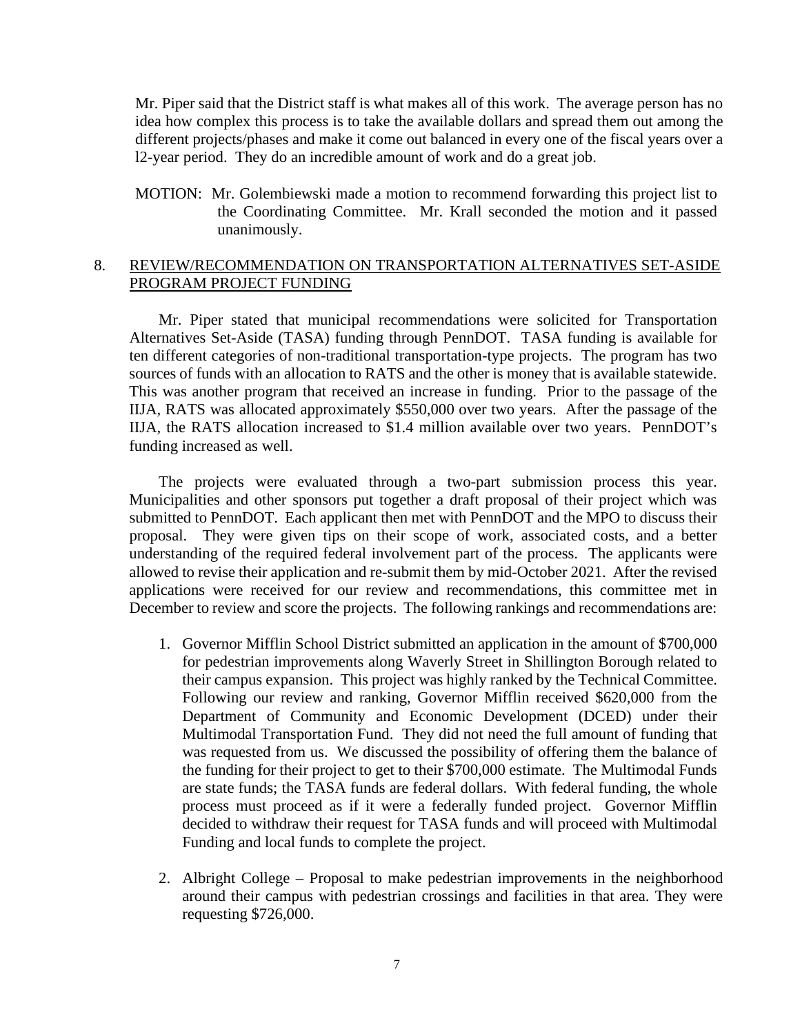Mr. Piper said that the District staff is what makes all of this work. The average person has no idea how complex this process is to take the available dollars and spread them out among the different projects/phases and make it come out balanced in every one of the fiscal years over a l2-year period. They do an incredible amount of work and do a great job.

MOTION: Mr. Golembiewski made a motion to recommend forwarding this project list to the Coordinating Committee. Mr. Krall seconded the motion and it passed unanimously.

8. REVIEW/RECOMMENDATION ON TRANSPORTATION ALTERNATIVES SET-ASIDE PROGRAM PROJECT FUNDING

Mr. Piper stated that municipal recommendations were solicited for Transportation Alternatives Set-Aside (TASA) funding through PennDOT. TASA funding is available for ten different categories of non-traditional transportation-type projects. The program has two sources of funds with an allocation to RATS and the other is money that is available statewide. This was another program that received an increase in funding. Prior to the passage of the IIJA, RATS was allocated approximately $550,000 over two years. After the passage of the IIJA, the RATS allocation increased to $1.4 million available over two years. PennDOT's funding increased as well.

The projects were evaluated through a two-part submission process this year. Municipalities and other sponsors put together a draft proposal of their project which was submitted to PennDOT. Each applicant then met with PennDOT and the MPO to discuss their proposal. They were given tips on their scope of work, associated costs, and a better understanding of the required federal involvement part of the process. The applicants were allowed to revise their application and re-submit them by mid-October 2021. After the revised applications were received for our review and recommendations, this committee met in December to review and score the projects. The following rankings and recommendations are:

1. Governor Mifflin School District submitted an application in the amount of $700,000 for pedestrian improvements along Waverly Street in Shillington Borough related to their campus expansion. This project was highly ranked by the Technical Committee. Following our review and ranking, Governor Mifflin received $620,000 from the Department of Community and Economic Development (DCED) under their Multimodal Transportation Fund. They did not need the full amount of funding that was requested from us. We discussed the possibility of offering them the balance of the funding for their project to get to their $700,000 estimate. The Multimodal Funds are state funds; the TASA funds are federal dollars. With federal funding, the whole process must proceed as if it were a federally funded project. Governor Mifflin decided to withdraw their request for TASA funds and will proceed with Multimodal Funding and local funds to complete the project.

2. Albright College – Proposal to make pedestrian improvements in the neighborhood around their campus with pedestrian crossings and facilities in that area. They were requesting $726,000.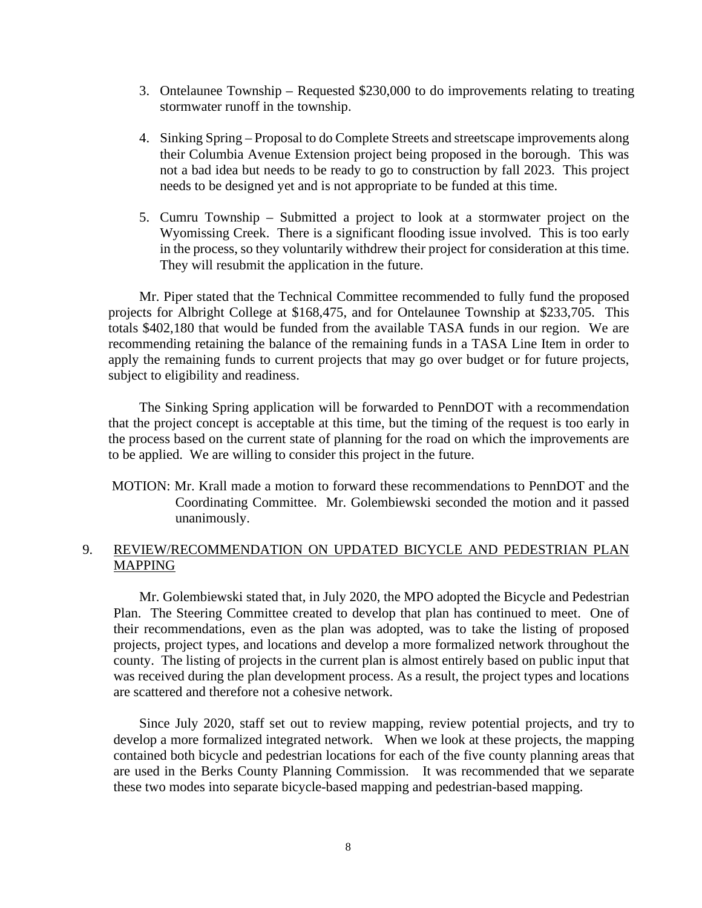3. Ontelaunee Township – Requested $230,000 to do improvements relating to treating stormwater runoff in the township.

4. Sinking Spring – Proposal to do Complete Streets and streetscape improvements along their Columbia Avenue Extension project being proposed in the borough. This was not a bad idea but needs to be ready to go to construction by fall 2023. This project needs to be designed yet and is not appropriate to be funded at this time.

5. Cumru Township – Submitted a project to look at a stormwater project on the Wyomissing Creek. There is a significant flooding issue involved. This is too early in the process, so they voluntarily withdrew their project for consideration at this time. They will resubmit the application in the future.

Mr. Piper stated that the Technical Committee recommended to fully fund the proposed projects for Albright College at $168,475, and for Ontelaunee Township at $233,705. This totals $402,180 that would be funded from the available TASA funds in our region. We are recommending retaining the balance of the remaining funds in a TASA Line Item in order to apply the remaining funds to current projects that may go over budget or for future projects, subject to eligibility and readiness.

The Sinking Spring application will be forwarded to PennDOT with a recommendation that the project concept is acceptable at this time, but the timing of the request is too early in the process based on the current state of planning for the road on which the improvements are to be applied. We are willing to consider this project in the future.

MOTION: Mr. Krall made a motion to forward these recommendations to PennDOT and the Coordinating Committee. Mr. Golembiewski seconded the motion and it passed unanimously.

9. REVIEW/RECOMMENDATION ON UPDATED BICYCLE AND PEDESTRIAN PLAN MAPPING

Mr. Golembiewski stated that, in July 2020, the MPO adopted the Bicycle and Pedestrian Plan. The Steering Committee created to develop that plan has continued to meet. One of their recommendations, even as the plan was adopted, was to take the listing of proposed projects, project types, and locations and develop a more formalized network throughout the county. The listing of projects in the current plan is almost entirely based on public input that was received during the plan development process. As a result, the project types and locations are scattered and therefore not a cohesive network.

Since July 2020, staff set out to review mapping, review potential projects, and try to develop a more formalized integrated network. When we look at these projects, the mapping contained both bicycle and pedestrian locations for each of the five county planning areas that are used in the Berks County Planning Commission. It was recommended that we separate these two modes into separate bicycle-based mapping and pedestrian-based mapping.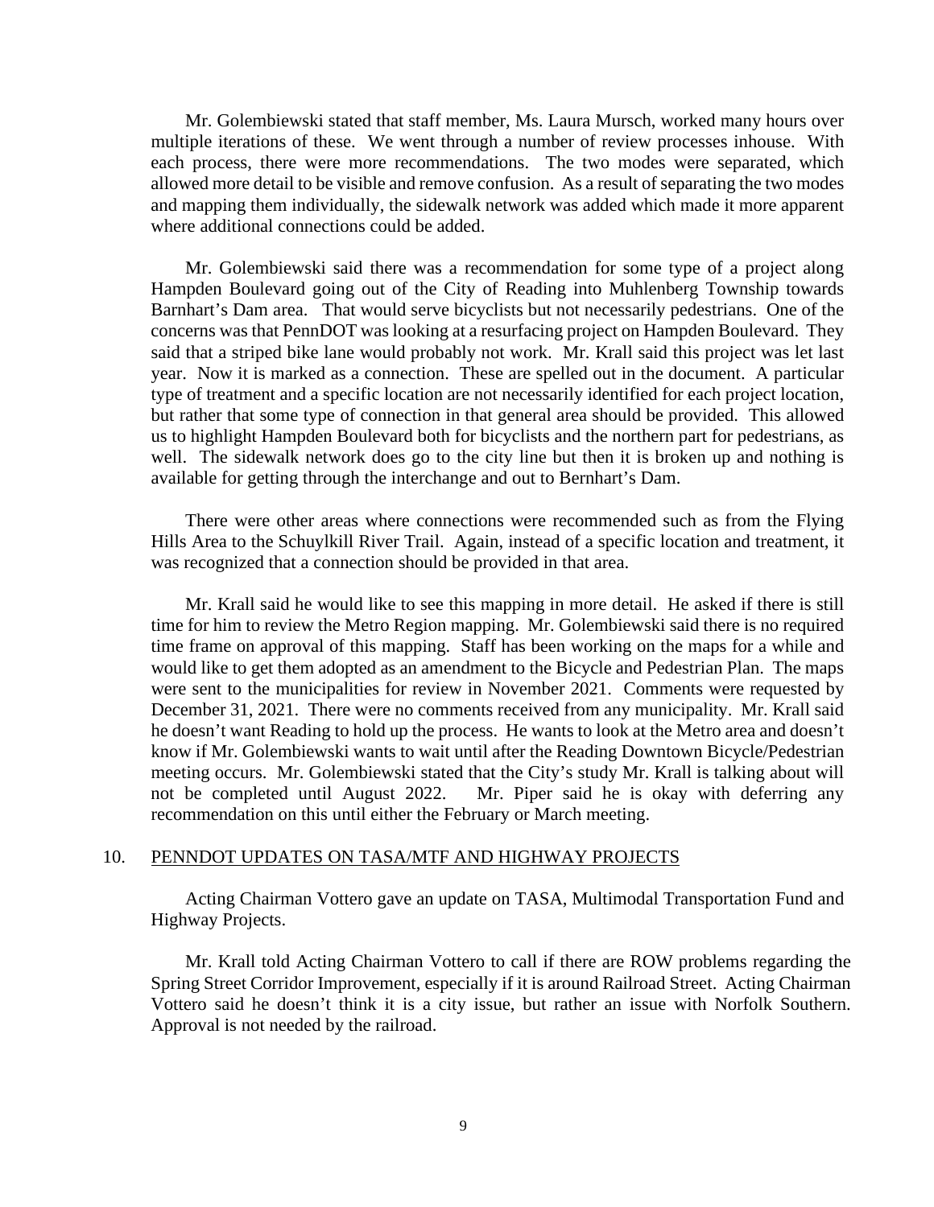Mr. Golembiewski stated that staff member, Ms. Laura Mursch, worked many hours over multiple iterations of these. We went through a number of review processes inhouse. With each process, there were more recommendations. The two modes were separated, which allowed more detail to be visible and remove confusion. As a result of separating the two modes and mapping them individually, the sidewalk network was added which made it more apparent where additional connections could be added.

Mr. Golembiewski said there was a recommendation for some type of a project along Hampden Boulevard going out of the City of Reading into Muhlenberg Township towards Barnhart's Dam area. That would serve bicyclists but not necessarily pedestrians. One of the concerns was that PennDOT was looking at a resurfacing project on Hampden Boulevard. They said that a striped bike lane would probably not work. Mr. Krall said this project was let last year. Now it is marked as a connection. These are spelled out in the document. A particular type of treatment and a specific location are not necessarily identified for each project location, but rather that some type of connection in that general area should be provided. This allowed us to highlight Hampden Boulevard both for bicyclists and the northern part for pedestrians, as well. The sidewalk network does go to the city line but then it is broken up and nothing is available for getting through the interchange and out to Bernhart's Dam.

There were other areas where connections were recommended such as from the Flying Hills Area to the Schuylkill River Trail. Again, instead of a specific location and treatment, it was recognized that a connection should be provided in that area.

Mr. Krall said he would like to see this mapping in more detail. He asked if there is still time for him to review the Metro Region mapping. Mr. Golembiewski said there is no required time frame on approval of this mapping. Staff has been working on the maps for a while and would like to get them adopted as an amendment to the Bicycle and Pedestrian Plan. The maps were sent to the municipalities for review in November 2021. Comments were requested by December 31, 2021. There were no comments received from any municipality. Mr. Krall said he doesn't want Reading to hold up the process. He wants to look at the Metro area and doesn't know if Mr. Golembiewski wants to wait until after the Reading Downtown Bicycle/Pedestrian meeting occurs. Mr. Golembiewski stated that the City's study Mr. Krall is talking about will not be completed until August 2022. Mr. Piper said he is okay with deferring any recommendation on this until either the February or March meeting.

10. PENNDOT UPDATES ON TASA/MTF AND HIGHWAY PROJECTS

Acting Chairman Vottero gave an update on TASA, Multimodal Transportation Fund and Highway Projects.

Mr. Krall told Acting Chairman Vottero to call if there are ROW problems regarding the Spring Street Corridor Improvement, especially if it is around Railroad Street. Acting Chairman Vottero said he doesn't think it is a city issue, but rather an issue with Norfolk Southern. Approval is not needed by the railroad.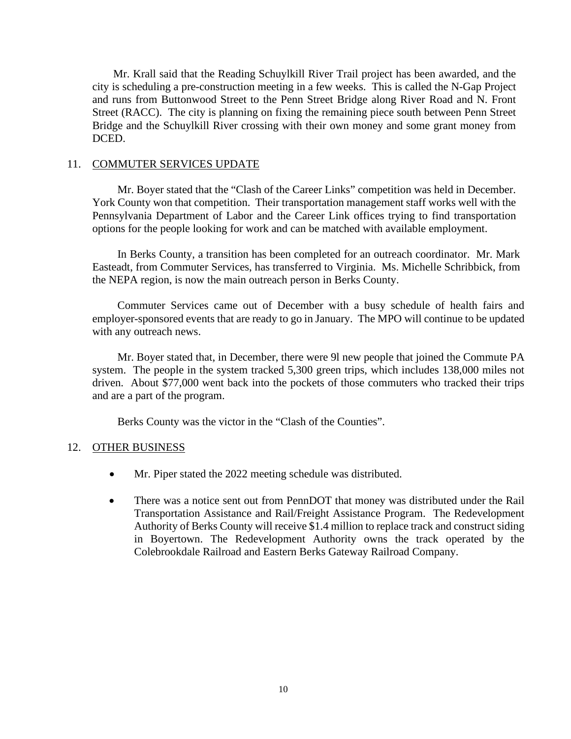Mr. Krall said that the Reading Schuylkill River Trail project has been awarded, and the city is scheduling a pre-construction meeting in a few weeks. This is called the N-Gap Project and runs from Buttonwood Street to the Penn Street Bridge along River Road and N. Front Street (RACC). The city is planning on fixing the remaining piece south between Penn Street Bridge and the Schuylkill River crossing with their own money and some grant money from DCED.

## 11. COMMUTER SERVICES UPDATE

Mr. Boyer stated that the "Clash of the Career Links" competition was held in December. York County won that competition. Their transportation management staff works well with the Pennsylvania Department of Labor and the Career Link offices trying to find transportation options for the people looking for work and can be matched with available employment.

In Berks County, a transition has been completed for an outreach coordinator. Mr. Mark Easteadt, from Commuter Services, has transferred to Virginia. Ms. Michelle Schribbick, from the NEPA region, is now the main outreach person in Berks County.

Commuter Services came out of December with a busy schedule of health fairs and employer-sponsored events that are ready to go in January. The MPO will continue to be updated with any outreach news.

Mr. Boyer stated that, in December, there were 9l new people that joined the Commute PA system. The people in the system tracked 5,300 green trips, which includes 138,000 miles not driven. About $77,000 went back into the pockets of those commuters who tracked their trips and are a part of the program.

Berks County was the victor in the "Clash of the Counties".

## 12. OTHER BUSINESS

- Mr. Piper stated the 2022 meeting schedule was distributed.
- There was a notice sent out from PennDOT that money was distributed under the Rail Transportation Assistance and Rail/Freight Assistance Program. The Redevelopment Authority of Berks County will receive $1.4 million to replace track and construct siding in Boyertown. The Redevelopment Authority owns the track operated by the Colebrookdale Railroad and Eastern Berks Gateway Railroad Company.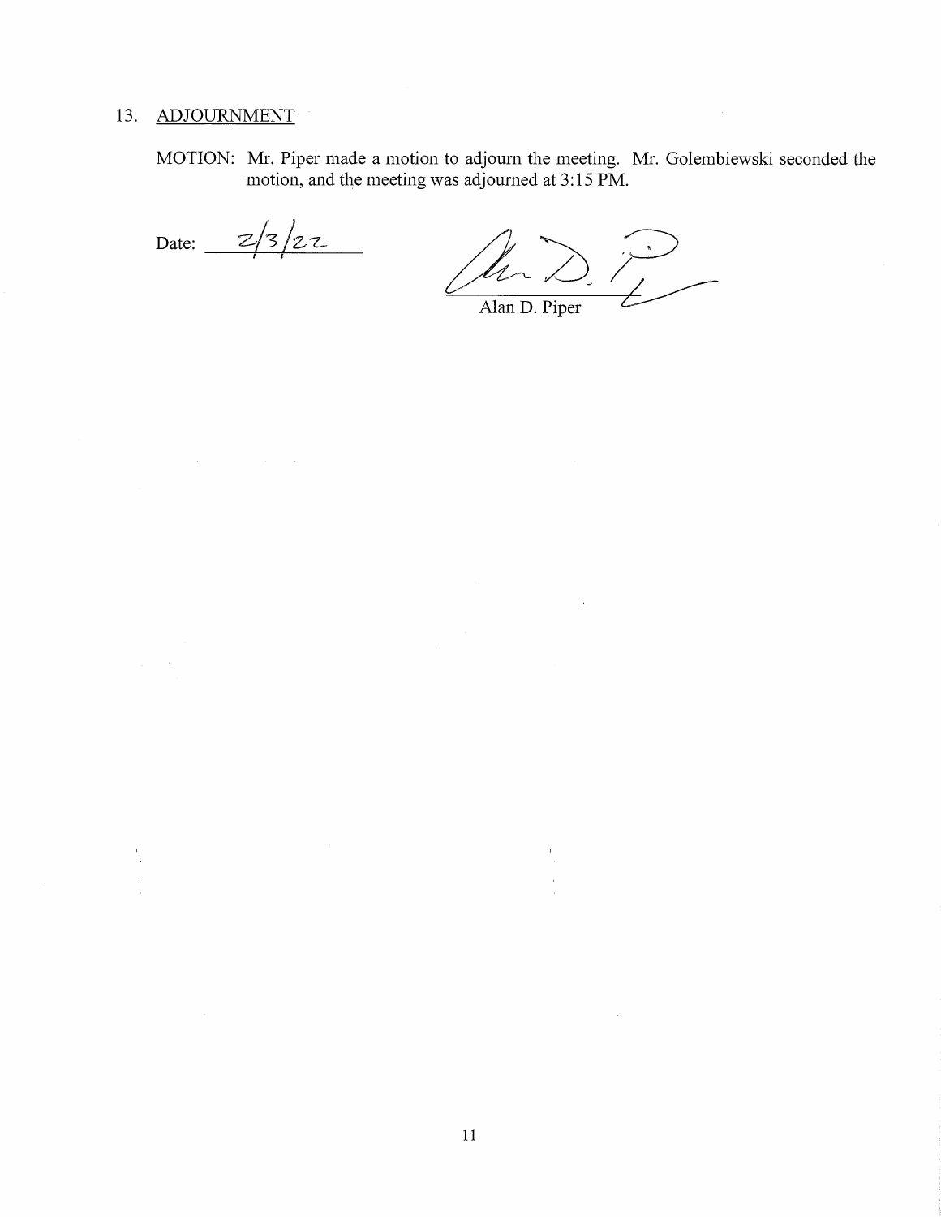## 13. ADJOURNMENT

MOTION: Mr. Piper made a motion to adjourn the meeting. Mr. Golembiewski seconded the motion, and the meeting was adjourned at 3:15 PM.

Date: 2/3/22

Alan D. Piper